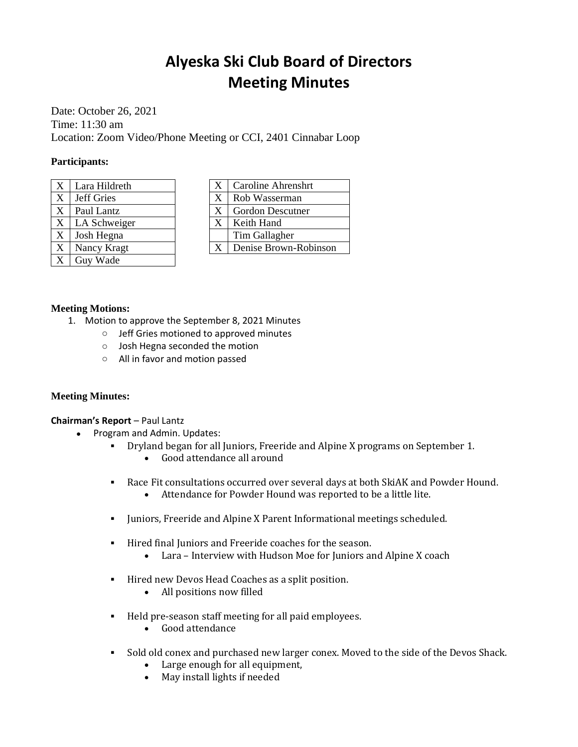# Alyeska Ski Club Board of Directors
# Meeting Minutes

Date: October 26, 2021
Time: 11:30 am
Location: Zoom Video/Phone Meeting or CCI, 2401 Cinnabar Loop

**Participants:**

| | |
|---|---|
| X | Lara Hildreth |
| X | Jeff Gries |
| X | Paul Lantz |
| X | LA Schweiger |
| X | Josh Hegna |
| X | Nancy Kragt |
| X | Guy Wade |

| | |
|---|---|
| X | Caroline Ahrenshrt |
| X | Rob Wasserman |
| X | Gordon Descutner |
| X | Keith Hand |
| | Tim Gallagher |
| X | Denise Brown-Robinson |

**Meeting Motions:**

1. Motion to approve the September 8, 2021 Minutes
   - Jeff Gries motioned to approved minutes
   - Josh Hegna seconded the motion
   - All in favor and motion passed

**Meeting Minutes:**

**Chairman's Report** – Paul Lantz

- Program and Admin. Updates:
  - Dryland began for all Juniors, Freeride and Alpine X programs on September 1.
    - Good attendance all around
  - Race Fit consultations occurred over several days at both SkiAK and Powder Hound.
    - Attendance for Powder Hound was reported to be a little lite.
  - Juniors, Freeride and Alpine X Parent Informational meetings scheduled.
  - Hired final Juniors and Freeride coaches for the season.
    - Lara – Interview with Hudson Moe for Juniors and Alpine X coach
  - Hired new Devos Head Coaches as a split position.
    - All positions now filled
  - Held pre-season staff meeting for all paid employees.
    - Good attendance
  - Sold old conex and purchased new larger conex. Moved to the side of the Devos Shack.
    - Large enough for all equipment,
    - May install lights if needed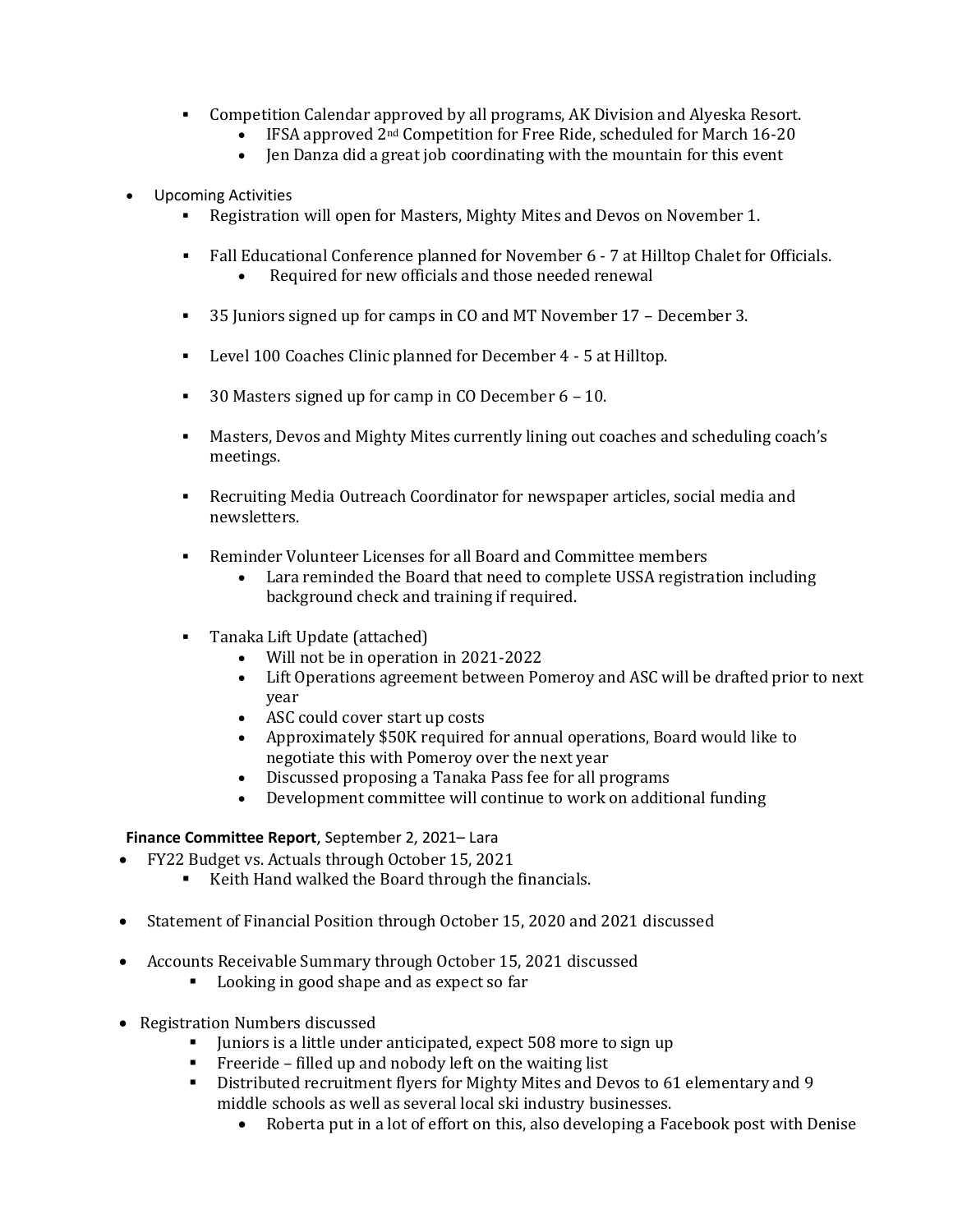- Competition Calendar approved by all programs, AK Division and Alyeska Resort.
    - IFSA approved 2nd Competition for Free Ride, scheduled for March 16-20
    - Jen Danza did a great job coordinating with the mountain for this event

- Upcoming Activities
    - Registration will open for Masters, Mighty Mites and Devos on November 1.
    - Fall Educational Conference planned for November 6 - 7 at Hilltop Chalet for Officials.
        - Required for new officials and those needed renewal
    - 35 Juniors signed up for camps in CO and MT November 17 – December 3.
    - Level 100 Coaches Clinic planned for December 4 - 5 at Hilltop.
    - 30 Masters signed up for camp in CO December 6 – 10.
    - Masters, Devos and Mighty Mites currently lining out coaches and scheduling coach's meetings.
    - Recruiting Media Outreach Coordinator for newspaper articles, social media and newsletters.
    - Reminder Volunteer Licenses for all Board and Committee members
        - Lara reminded the Board that need to complete USSA registration including background check and training if required.
    - Tanaka Lift Update (attached)
        - Will not be in operation in 2021-2022
        - Lift Operations agreement between Pomeroy and ASC will be drafted prior to next year
        - ASC could cover start up costs
        - Approximately $50K required for annual operations, Board would like to negotiate this with Pomeroy over the next year
        - Discussed proposing a Tanaka Pass fee for all programs
        - Development committee will continue to work on additional funding

**Finance Committee Report**, September 2, 2021– Lara

- FY22 Budget vs. Actuals through October 15, 2021
    - Keith Hand walked the Board through the financials.
- Statement of Financial Position through October 15, 2020 and 2021 discussed
- Accounts Receivable Summary through October 15, 2021 discussed
    - Looking in good shape and as expect so far
- Registration Numbers discussed
    - Juniors is a little under anticipated, expect 508 more to sign up
    - Freeride – filled up and nobody left on the waiting list
    - Distributed recruitment flyers for Mighty Mites and Devos to 61 elementary and 9 middle schools as well as several local ski industry businesses.
        - Roberta put in a lot of effort on this, also developing a Facebook post with Denise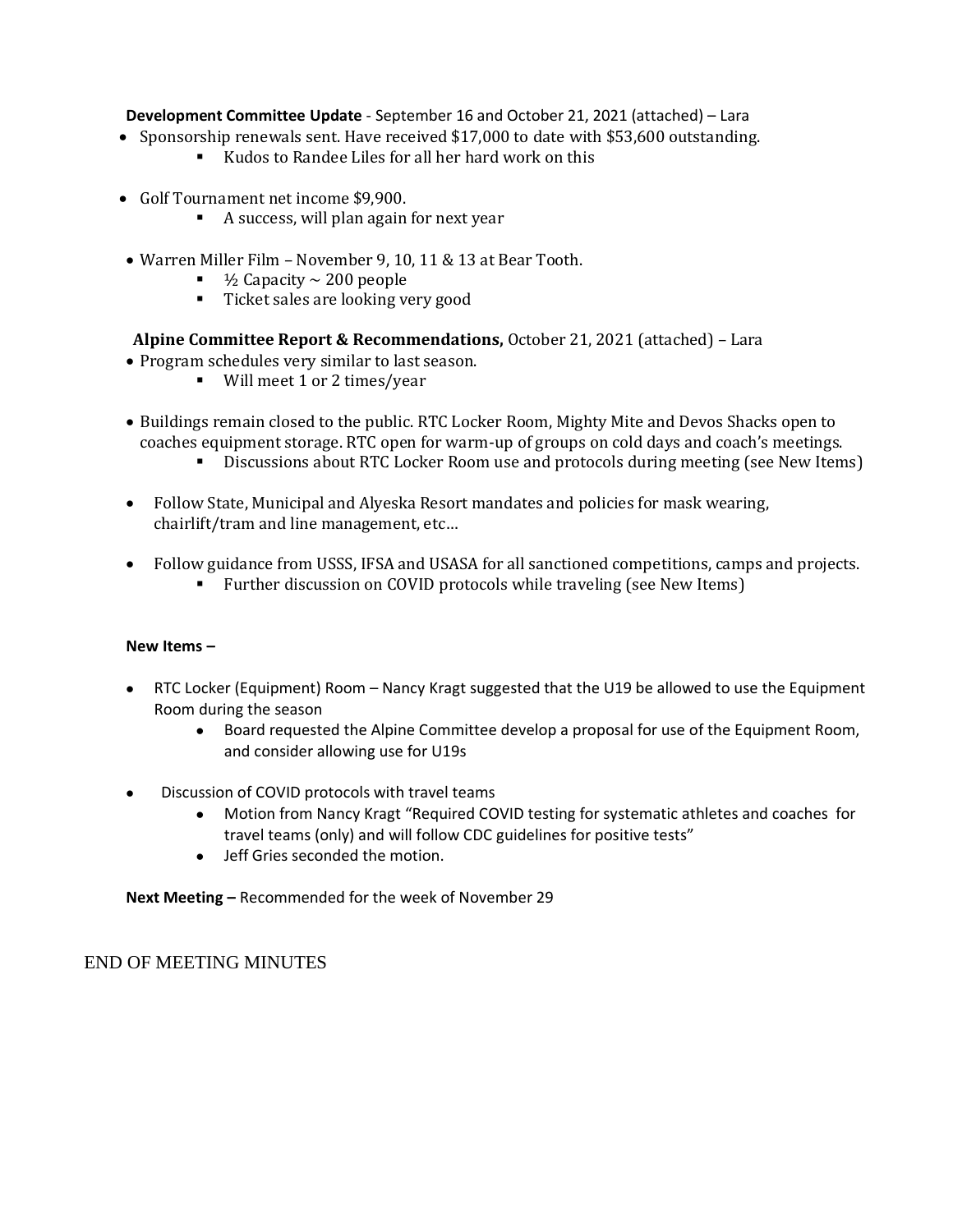**Development Committee Update** - September 16 and October 21, 2021 (attached) – Lara

- Sponsorship renewals sent. Have received $17,000 to date with $53,600 outstanding.
    - Kudos to Randee Liles for all her hard work on this

- Golf Tournament net income $9,900.
    - A success, will plan again for next year

- Warren Miller Film – November 9, 10, 11 & 13 at Bear Tooth.
    - ½ Capacity ~ 200 people
    - Ticket sales are looking very good

**Alpine Committee Report & Recommendations,** October 21, 2021 (attached) – Lara

- Program schedules very similar to last season.
    - Will meet 1 or 2 times/year

- Buildings remain closed to the public. RTC Locker Room, Mighty Mite and Devos Shacks open to coaches equipment storage. RTC open for warm-up of groups on cold days and coach's meetings.
    - Discussions about RTC Locker Room use and protocols during meeting (see New Items)

- Follow State, Municipal and Alyeska Resort mandates and policies for mask wearing, chairlift/tram and line management, etc…

- Follow guidance from USSS, IFSA and USASA for all sanctioned competitions, camps and projects.
    - Further discussion on COVID protocols while traveling (see New Items)

**New Items –**

- RTC Locker (Equipment) Room – Nancy Kragt suggested that the U19 be allowed to use the Equipment Room during the season
    - Board requested the Alpine Committee develop a proposal for use of the Equipment Room, and consider allowing use for U19s

- Discussion of COVID protocols with travel teams
    - Motion from Nancy Kragt "Required COVID testing for systematic athletes and coaches for travel teams (only) and will follow CDC guidelines for positive tests"
    - Jeff Gries seconded the motion.

**Next Meeting –** Recommended for the week of November 29

END OF MEETING MINUTES